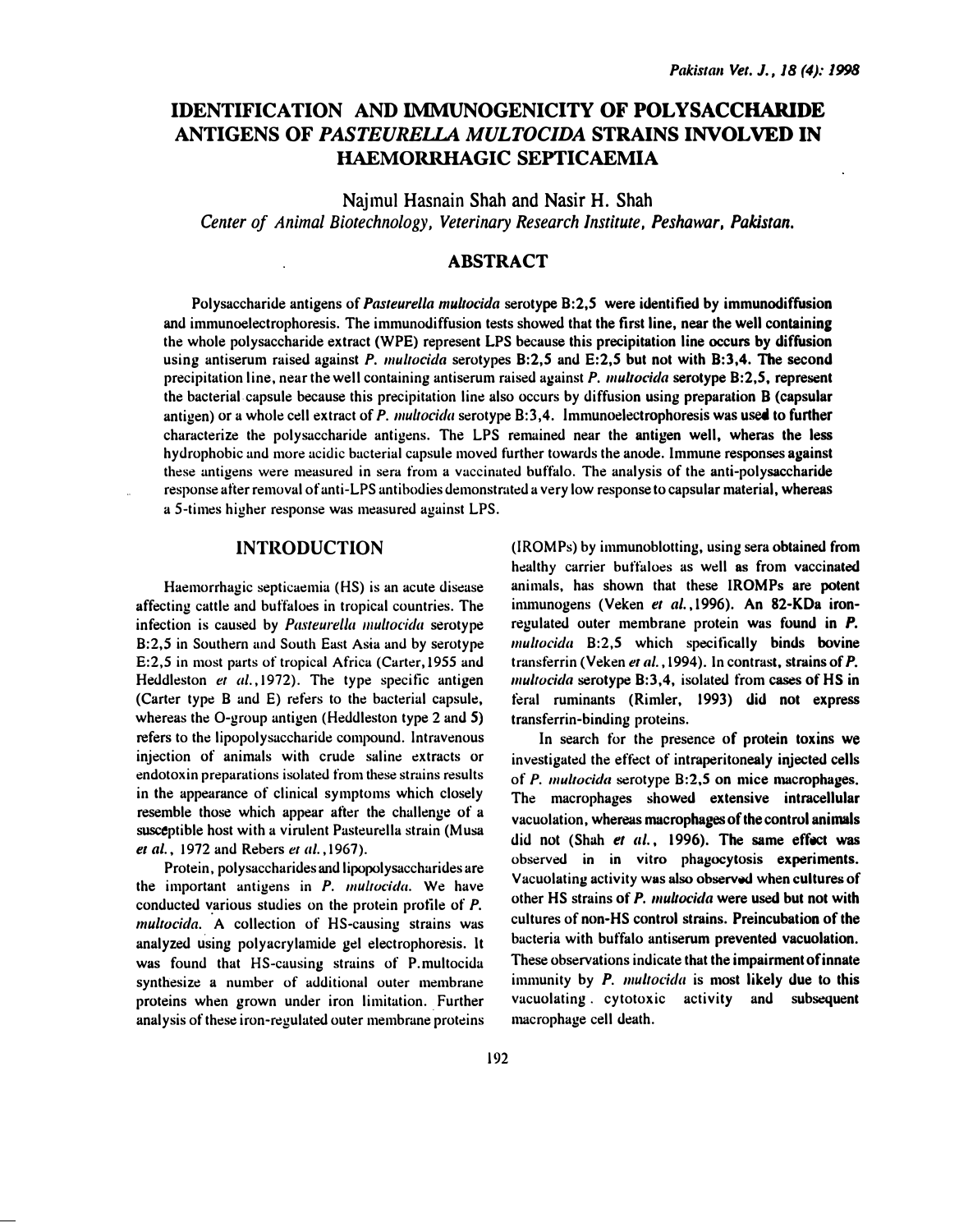# IDENTIFICATION AND IMMUNOGENICITY OF POLYSACCHARIDE ANTIGENS OF *PASTEURELLA MULTOCIDA* STRAINS INVOLVED IN HAEMORRHAGIC SEPTICAEMIA

Najmul Hasnain Shah and Nasir H. Shah

*Center of Animal Biotechnology, Veterinary Research Institute, Peshawar, Pakistan.*

## ABSTRACT

Polysaccharide antigens of *Pasteurella multocida* serotype B:2,5 were identified by immunodiffusion and immunoelectrophoresis. The immunodiffusion tests showed that the first line, near the well containing the whole polysaccharide extract (WPE) represent LPS because this precipitation line occurs by diffusion using antiserum raised against *P. multocida* serotypes B:2,5 and E:2,5 but not with B:3,4. The second precipitation line, near the well containing antiserum raised against *P. multocida* serotype B:2,5, represent the bacterial capsule because this precipitation line also occurs by diffusion using preparation B (capsular antigen) or a whole cell extract of *P. multocida* serotype B:3,4. Immunoelectrophoresis was used to further characterize the polysaccharide antigens. The LPS remained near the antigen well, wheras the less hydrophobic and more acidic bacterial capsule moved further towards the anode. Immune responses against these antigens were measured in sera from a vaccinated buffalo. The analysis of the anti-polysaccharide response after removal of anti-LPS antibodies demonstrated a very low response to capsular material, whereas a 5-times higher response was measured against LPS.

## INTRODUCTION

Haemorrhagic septicaemia (HS) is an acute disease affecting cattle and buffaloes in tropical countries. The infection is caused by *Pasteurella multocida* serotype B:2,5 in Southern and South East Asia and by serotype E:2,5 in most parts of tropical Africa (Carter,1955 and Heddleston *et al.*,1972). The type specific antigen (Carter type B and E) refers to the bacterial capsule, whereas the O-group antigen (Heddleston type 2 and 5) refers to the lipopolysaccharide compound. Intravenous injection of animals with crude saline extracts or endotoxin preparations isolated from these strains results in the appearance of clinical symptoms which closely resemble those which appear after the challenge of a susceptible host with a virulent Pasteurella strain (Musa *et al.*, 1972 and Rebers *et al.*,1967).

Protein, polysaccharides and lipopolysaccharides are the important antigens in *P. multocida*. We have conducted various studies on the protein profile of *P. multocida*. A collection of HS-causing strains was analyzed using polyacrylamide gel electrophoresis. It was found that HS-causing strains of P.multocida synthesize a number of additional outer membrane proteins when grown under iron limitation. Further analysis of these iron-regulated outer membrane proteins (IROMPs) by immunoblotting, using sera obtained from healthy carrier buffaloes as well as from vaccinated animals, has shown that these IROMPs are potent immunogens (Veken *et al.*,1996). An 82-KDa iron-regulated outer membrane protein was found in *P. multocida* B:2,5 which specifically binds bovine transferrin (Veken *et al.*,1994). In contrast, strains of *P. multocida* serotype B:3,4, isolated from cases of HS in feral ruminants (Rimler, 1993) did not express transferrin-binding proteins.

In search for the presence of protein toxins we investigated the effect of intraperitonealy injected cells of *P. multocida* serotype B:2,5 on mice macrophages. The macrophages showed extensive intracellular vacuolation, whereas macrophages of the control animals did not (Shah *et al.*, 1996). The same effect was observed in in vitro phagocytosis experiments. Vacuolating activity was also observed when cultures of other HS strains of *P. multocida* were used but not with cultures of non-HS control strains. Preincubation of the bacteria with buffalo antiserum prevented vacuolation. These observations indicate that the impairment of innate immunity by *P. multocida* is most likely due to this vacuolating. cytotoxic activity and subsequent macrophage cell death.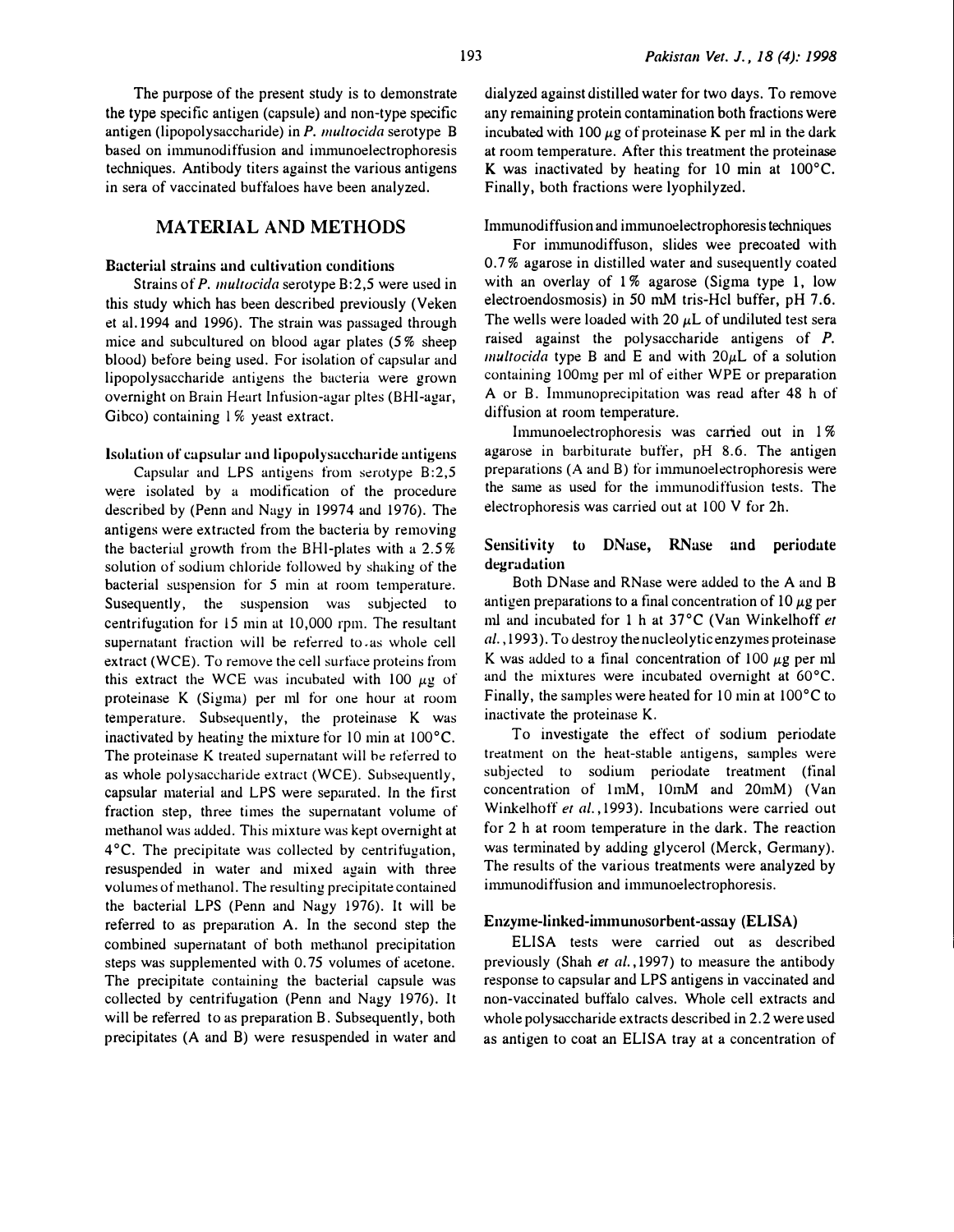The purpose of the present study is to demonstrate the type specific antigen (capsule) and non-type specific antigen (lipopolysaccharide) in *P. multocida* serotype B based on immunodiffusion and immunoelectrophoresis techniques. Antibody titers against the various antigens in sera of vaccinated buffaloes have been analyzed.

## MATERIAL AND METHODS

### Bacterial strains and cultivation conditions

Strains of *P. multocida* serotype B:2,5 were used in this study which has been described previously (Veken et al.1994 and 1996). The strain was passaged through mice and subcultured on blood agar plates (5% sheep blood) before being used. For isolation of capsular and lipopolysaccharide antigens the bacteria were grown overnight on Brain Heart Infusion-agar pltes (BHI-agar, Gibco) containing 1% yeast extract.

### Isolation of capsular and lipopolysaccharide antigens

Capsular and LPS antigens from serotype B:2,5 were isolated by a modification of the procedure described by (Penn and Nagy in 19974 and 1976). The antigens were extracted from the bacteria by removing the bacterial growth from the BHI-plates with a 2.5% solution of sodium chloride followed by shaking of the bacterial suspension for 5 min at room temperature. Susequently, the suspension was subjected to centrifugation for 15 min at 10,000 rpm. The resultant supernatant fraction will be referred to as whole cell extract (WCE). To remove the cell surface proteins from this extract the WCE was incubated with 100 $\mu g$ of proteinase K (Sigma) per ml for one hour at room temperature. Subsequently, the proteinase K was inactivated by heating the mixture for 10 min at 100°C. The proteinase K treated supernatant will be referred to as whole polysaccharide extract (WCE). Subsequently, capsular material and LPS were separated. In the first fraction step, three times the supernatant volume of methanol was added. This mixture was kept overnight at 4°C. The precipitate was collected by centrifugation, resuspended in water and mixed again with three volumes of methanol. The resulting precipitate contained the bacterial LPS (Penn and Nagy 1976). It will be referred to as preparation A. In the second step the combined supernatant of both methanol precipitation steps was supplemented with 0.75 volumes of acetone. The precipitate containing the bacterial capsule was collected by centrifugation (Penn and Nagy 1976). It will be referred to as preparation B. Subsequently, both precipitates (A and B) were resuspended in water and dialyzed against distilled water for two days. To remove any remaining protein contamination both fractions were incubated with 100 $\mu g$ of proteinase K per ml in the dark at room temperature. After this treatment the proteinase K was inactivated by heating for 10 min at 100°C. Finally, both fractions were lyophilyzed.

### Immunodiffusion and immunoelectrophoresis techniques

For immunodiffuson, slides wee precoated with 0.7% agarose in distilled water and susequently coated with an overlay of 1% agarose (Sigma type 1, low electroendosmosis) in 50 mM tris-Hcl buffer, pH 7.6. The wells were loaded with 20 $\mu L$ of undiluted test sera raised against the polysaccharide antigens of *P. multocida* type B and E and with 20$\mu L$ of a solution containing 100mg per ml of either WPE or preparation A or B. Immunoprecipitation was read after 48 h of diffusion at room temperature.

Immunoelectrophoresis was carried out in 1% agarose in barbiturate buffer, pH 8.6. The antigen preparations (A and B) for immunoelectrophoresis were the same as used for the immunodiffusion tests. The electrophoresis was carried out at 100 V for 2h.

### Sensitivity to DNase, RNase and periodate degradation

Both DNase and RNase were added to the A and B antigen preparations to a final concentration of 10 $\mu g$ per ml and incubated for 1 h at 37°C (Van Winkelhoff *et al.*,1993). To destroy the nucleolytic enzymes proteinase K was added to a final concentration of 100 $\mu g$ per ml and the mixtures were incubated overnight at 60°C. Finally, the samples were heated for 10 min at 100°C to inactivate the proteinase K.

To investigate the effect of sodium periodate treatment on the heat-stable antigens, samples were subjected to sodium periodate treatment (final concentration of 1mM, 10mM and 20mM) (Van Winkelhoff *et al.*,1993). Incubations were carried out for 2 h at room temperature in the dark. The reaction was terminated by adding glycerol (Merck, Germany). The results of the various treatments were analyzed by immunodiffusion and immunoelectrophoresis.

### Enzyme-linked-immunosorbent-assay (ELISA)

ELISA tests were carried out as described previously (Shah *et al.*,1997) to measure the antibody response to capsular and LPS antigens in vaccinated and non-vaccinated buffalo calves. Whole cell extracts and whole polysaccharide extracts described in 2.2 were used as antigen to coat an ELISA tray at a concentration of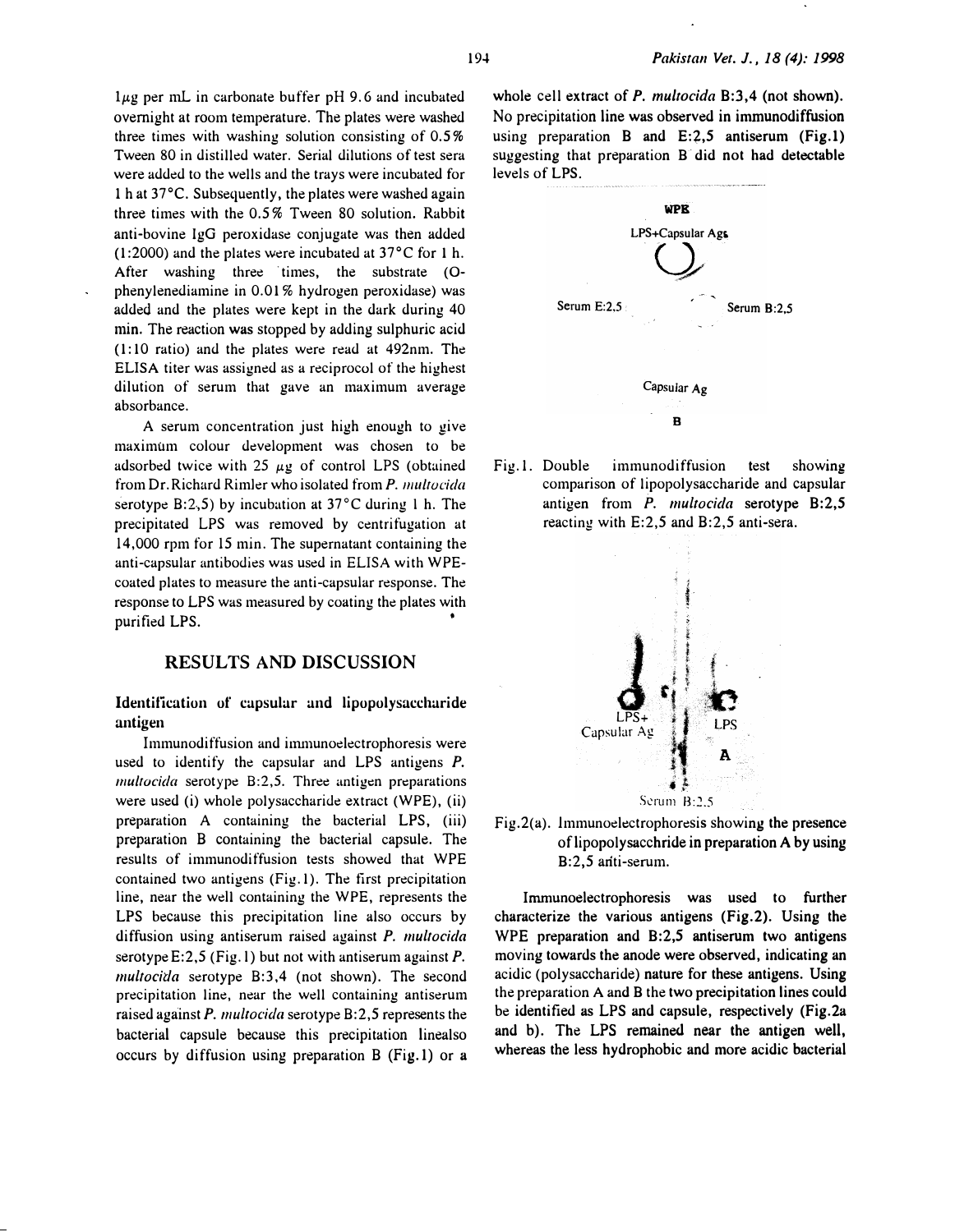1μg per mL in carbonate buffer pH 9.6 and incubated overnight at room temperature. The plates were washed three times with washing solution consisting of 0.5% Tween 80 in distilled water. Serial dilutions of test sera were added to the wells and the trays were incubated for 1 h at 37°C. Subsequently, the plates were washed again three times with the 0.5% Tween 80 solution. Rabbit anti-bovine IgG peroxidase conjugate was then added (1:2000) and the plates were incubated at 37°C for 1 h. After washing three times, the substrate (O-phenylenediamine in 0.01% hydrogen peroxidase) was added and the plates were kept in the dark during 40 min. The reaction was stopped by adding sulphuric acid (1:10 ratio) and the plates were read at 492nm. The ELISA titer was assigned as a reciprocol of the highest dilution of serum that gave an maximum average absorbance.

A serum concentration just high enough to give maximum colour development was chosen to be adsorbed twice with 25 μg of control LPS (obtained from Dr. Richard Rimler who isolated from *P. multocida* serotype B:2,5) by incubation at 37°C during 1 h. The precipitated LPS was removed by centrifugation at 14,000 rpm for 15 min. The supernatant containing the anti-capsular antibodies was used in ELISA with WPE-coated plates to measure the anti-capsular response. The response to LPS was measured by coating the plates with purified LPS.

## RESULTS AND DISCUSSION

### Identification of capsular and lipopolysaccharide antigen

Immunodiffusion and immunoelectrophoresis were used to identify the capsular and LPS antigens *P. multocida* serotype B:2,5. Three antigen preparations were used (i) whole polysaccharide extract (WPE), (ii) preparation A containing the bacterial LPS, (iii) preparation B containing the bacterial capsule. The results of immunodiffusion tests showed that WPE contained two antigens (Fig.1). The first precipitation line, near the well containing the WPE, represents the LPS because this precipitation line also occurs by diffusion using antiserum raised against *P. multocida* serotype E:2,5 (Fig.1) but not with antiserum against *P. multocida* serotype B:3,4 (not shown). The second precipitation line, near the well containing antiserum raised against *P. multocida* serotype B:2,5 represents the bacterial capsule because this precipitation linealso occurs by diffusion using preparation B (Fig.1) or a whole cell extract of *P. multocida* B:3,4 (not shown). No precipitation line was observed in immunodiffusion using preparation B and E:2,5 antiserum (Fig.1) suggesting that preparation B did not had detectable levels of LPS.

WPE

LPS+Capsular Ags

Serum E:2,5

Serum B:2,5

Capsular Ag

B

Fig.1. Double immunodiffusion test showing comparison of lipopolysaccharide and capsular antigen from *P. multocida* serotype B:2,5 reacting with E:2,5 and B:2,5 anti-sera.

LPS+ Capsular Ag

LPS

A

Serum B:2,5

Fig.2(a). Immunoelectrophoresis showing the presence of lipopolysacchride in preparation A by using B:2,5 anti-serum.

Immunoelectrophoresis was used to further characterize the various antigens (Fig.2). Using the WPE preparation and B:2,5 antiserum two antigens moving towards the anode were observed, indicating an acidic (polysaccharide) nature for these antigens. Using the preparation A and B the two precipitation lines could be identified as LPS and capsule, respectively (Fig.2a and b). The LPS remained near the antigen well, whereas the less hydrophobic and more acidic bacterial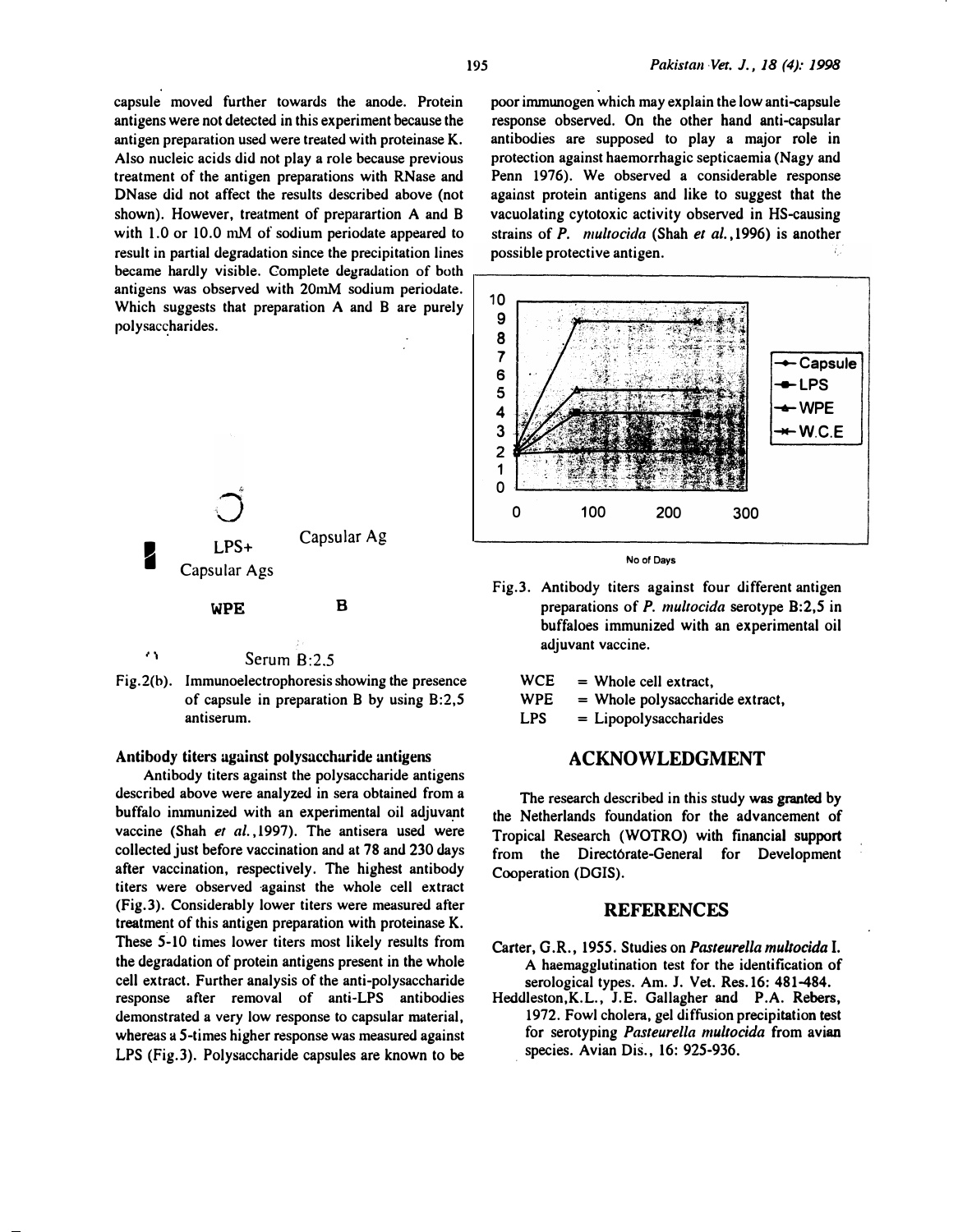capsule moved further towards the anode. Protein antigens were not detected in this experiment because the antigen preparation used were treated with proteinase K. Also nucleic acids did not play a role because previous treatment of the antigen preparations with RNase and DNase did not affect the results described above (not shown). However, treatment of preparartion A and B with 1.0 or 10.0 mM of sodium periodate appeared to result in partial degradation since the precipitation lines became hardly visible. Complete degradation of both antigens was observed with 20mM sodium periodate. Which suggests that preparation A and B are purely polysaccharides.

LPS+ Capsular Ags

Capsular Ag

WPE

B

Serum B:2.5

Fig.2(b). Immunoelectrophoresis showing the presence of capsule in preparation B by using B:2,5 antiserum.

### Antibody titers against polysaccharide antigens

Antibody titers against the polysaccharide antigens described above were analyzed in sera obtained from a buffalo immunized with an experimental oil adjuvant vaccine (Shah *et al.*,1997). The antisera used were collected just before vaccination and at 78 and 230 days after vaccination, respectively. The highest antibody titers were observed against the whole cell extract (Fig.3). Considerably lower titers were measured after treatment of this antigen preparation with proteinase K. These 5-10 times lower titers most likely results from the degradation of protein antigens present in the whole cell extract. Further analysis of the anti-polysaccharide response after removal of anti-LPS antibodies demonstrated a very low response to capsular material, whereas a 5-times higher response was measured against LPS (Fig.3). Polysaccharide capsules are known to be poor immunogen which may explain the low anti-capsule response observed. On the other hand anti-capsular antibodies are supposed to play a major role in protection against haemorrhagic septicaemia (Nagy and Penn 1976). We observed a considerable response against protein antigens and like to suggest that the vacuolating cytotoxic activity observed in HS-causing strains of *P. multocida* (Shah *et al.*,1996) is another possible protective antigen.

Fig.3. Antibody titers against four different antigen preparations of *P. multocida* serotype B:2,5 in buffaloes immunized with an experimental oil adjuvant vaccine.

WCE = Whole cell extract,
WPE = Whole polysaccharide extract,
LPS = Lipopolysaccharides

## ACKNOWLEDGMENT

The research described in this study was granted by the Netherlands foundation for the advancement of Tropical Research (WOTRO) with financial support from the Directórate-General for Development Cooperation (DGIS).

## REFERENCES

Carter, G.R., 1955. Studies on *Pasteurella multocida* I. A haemagglutination test for the identification of serological types. Am. J. Vet. Res.16: 481-484.

Heddleston,K.L., J.E. Gallagher and P.A. Rebers, 1972. Fowl cholera, gel diffusion precipitation test for serotyping *Pasteurella multocida* from avian species. Avian Dis., 16: 925-936.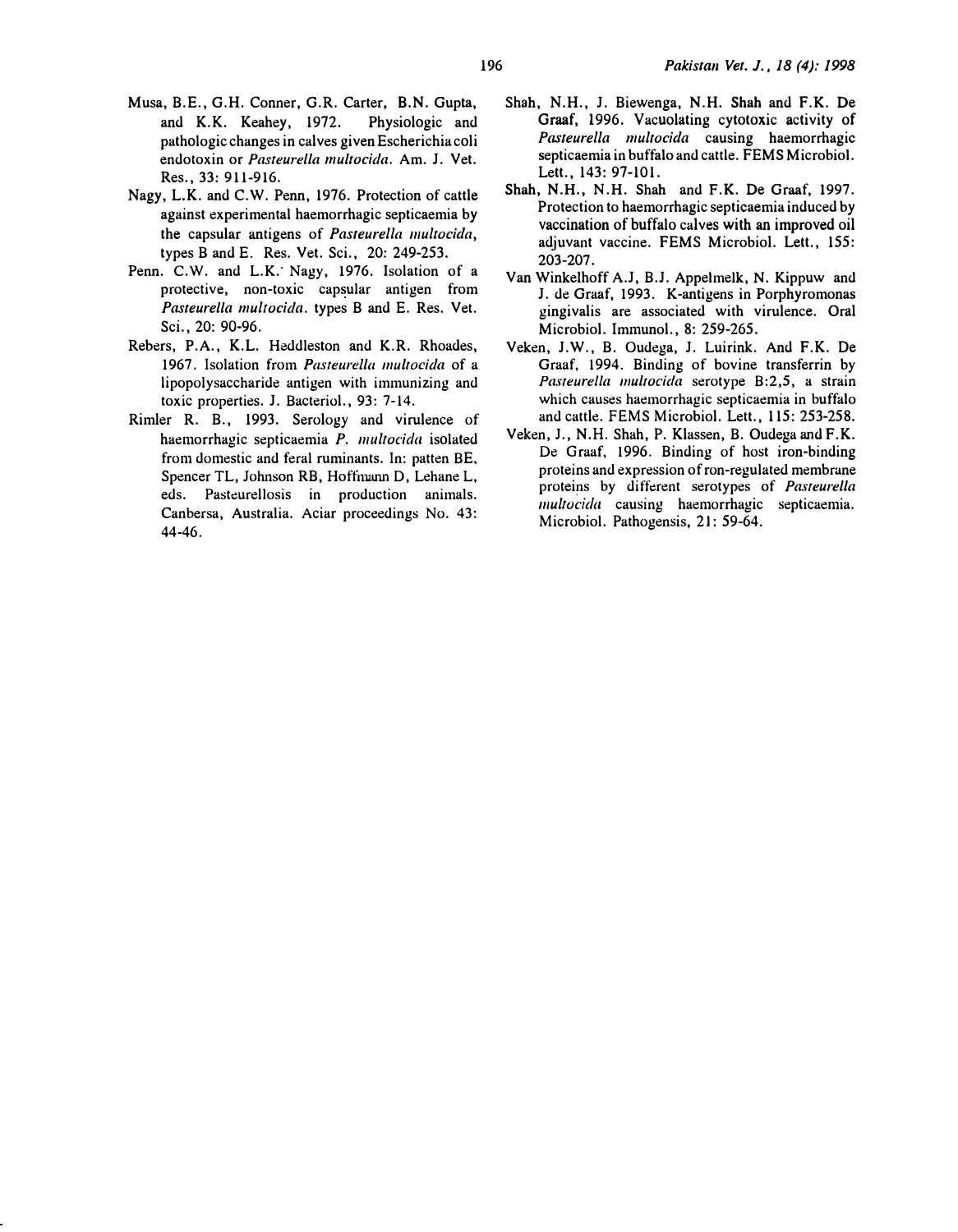Musa, B.E., G.H. Conner, G.R. Carter, B.N. Gupta, and K.K. Keahey, 1972. Physiologic and pathologic changes in calves given Escherichia coli endotoxin or *Pasteurella multocida*. Am. J. Vet. Res., 33: 911-916.

Nagy, L.K. and C.W. Penn, 1976. Protection of cattle against experimental haemorrhagic septicaemia by the capsular antigens of *Pasteurella multocida*, types B and E. Res. Vet. Sci., 20: 249-253.

Penn. C.W. and L.K. Nagy, 1976. Isolation of a protective, non-toxic capsular antigen from *Pasteurella multocida*. types B and E. Res. Vet. Sci., 20: 90-96.

Rebers, P.A., K.L. Heddleston and K.R. Rhoades, 1967. Isolation from *Pasteurella multocida* of a lipopolysaccharide antigen with immunizing and toxic properties. J. Bacteriol., 93: 7-14.

Rimler R. B., 1993. Serology and virulence of haemorrhagic septicaemia *P. multocida* isolated from domestic and feral ruminants. In: patten BE, Spencer TL, Johnson RB, Hoffmann D, Lehane L, eds. Pasteurellosis in production animals. Canbersa, Australia. Aciar proceedings No. 43: 44-46.

Shah, N.H., J. Biewenga, N.H. Shah and F.K. De Graaf, 1996. Vacuolating cytotoxic activity of *Pasteurella multocida* causing haemorrhagic septicaemia in buffalo and cattle. FEMS Microbiol. Lett., 143: 97-101.

Shah, N.H., N.H. Shah and F.K. De Graaf, 1997. Protection to haemorrhagic septicaemia induced by vaccination of buffalo calves with an improved oil adjuvant vaccine. FEMS Microbiol. Lett., 155: 203-207.

Van Winkelhoff A.J, B.J. Appelmelk, N. Kippuw and J. de Graaf, 1993. K-antigens in Porphyromonas gingivalis are associated with virulence. Oral Microbiol. Immunol., 8: 259-265.

Veken, J.W., B. Oudega, J. Luirink. And F.K. De Graaf, 1994. Binding of bovine transferrin by *Pasteurella multocida* serotype B:2,5, a strain which causes haemorrhagic septicaemia in buffalo and cattle. FEMS Microbiol. Lett., 115: 253-258.

Veken, J., N.H. Shah, P. Klassen, B. Oudega and F.K. De Graaf, 1996. Binding of host iron-binding proteins and expression of ron-regulated membrane proteins by different serotypes of *Pasteurella multocida* causing haemorrhagic septicaemia. Microbiol. Pathogensis, 21: 59-64.